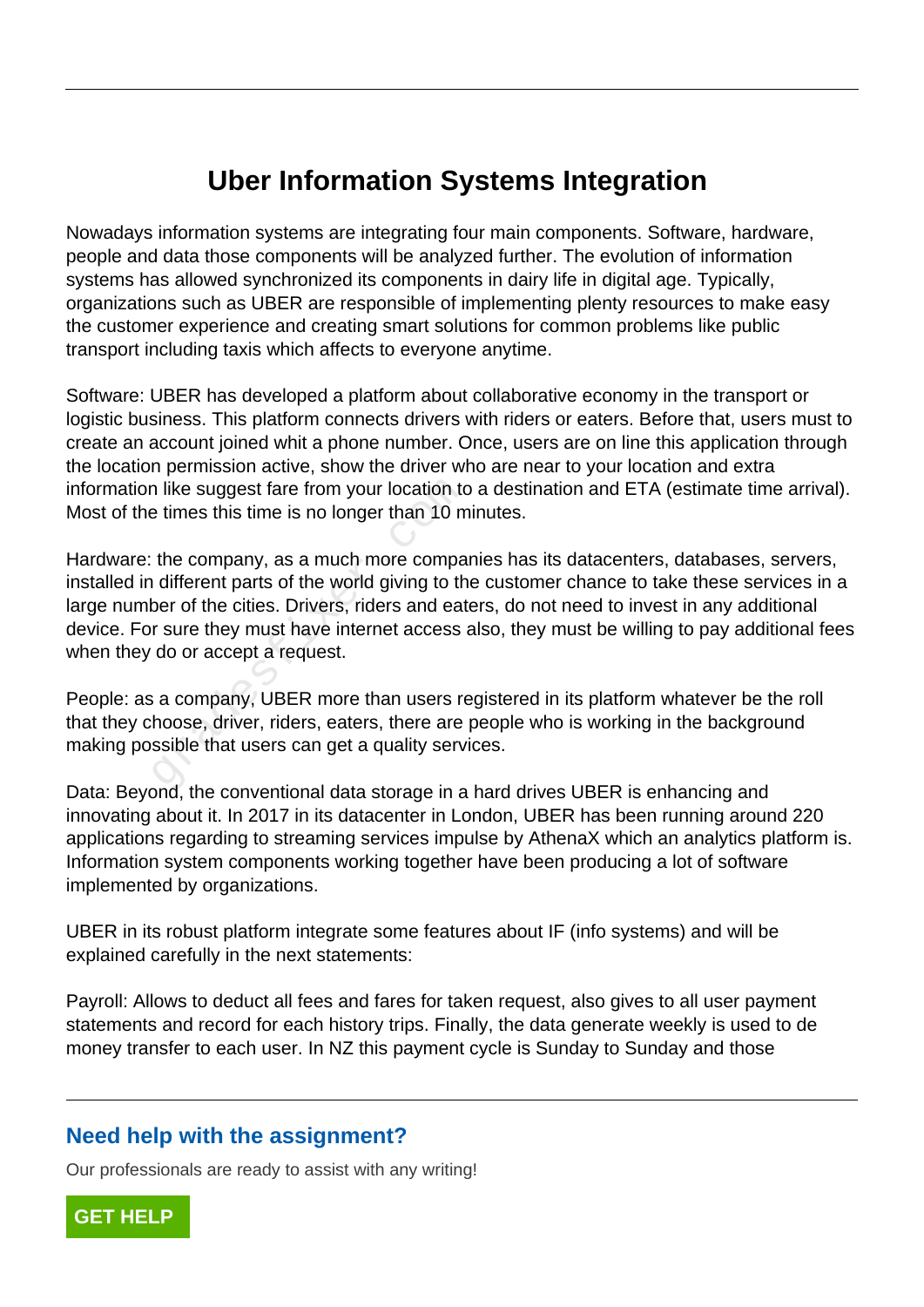# Uber Information Systems Integration

Nowadays information systems are integrating four main components. Software, hardware, people and data those components will be analyzed further. The evolution of information systems has allowed synchronized its components in dairy life in digital age. Typically, organizations such as UBER are responsible of implementing plenty resources to make easy the customer experience and creating smart solutions for common problems like public transport including taxis which affects to everyone anytime.

Software: UBER has developed a platform about collaborative economy in the transport or logistic business. This platform connects drivers with riders or eaters. Before that, users must to create an account joined whit a phone number. Once, users are on line this application through the location permission active, show the driver who are near to your location and extra information like suggest fare from your location to a destination and ETA (estimate time arrival). Most of the times this time is no longer than 10 minutes.

Hardware: the company, as a much more companies has its datacenters, databases, servers, installed in different parts of the world giving to the customer chance to take these services in a large number of the cities. Drivers, riders and eaters, do not need to invest in any additional device. For sure they must have internet access also, they must be willing to pay additional fees when they do or accept a request.

People: as a company, UBER more than users registered in its platform whatever be the roll that they choose, driver, riders, eaters, there are people who is working in the background making possible that users can get a quality services.

Data: Beyond, the conventional data storage in a hard drives UBER is enhancing and innovating about it. In 2017 in its datacenter in London, UBER has been running around 220 applications regarding to streaming services impulse by AthenaX which an analytics platform is. Information system components working together have been producing a lot of software implemented by organizations.

UBER in its robust platform integrate some features about IF (info systems) and will be explained carefully in the next statements:

Payroll: Allows to deduct all fees and fares for taken request, also gives to all user payment statements and record for each history trips. Finally, the data generate weekly is used to de money transfer to each user. In NZ this payment cycle is Sunday to Sunday and those

## Need help with the assignment?

Our professionals are ready to assist with any writing!

GET HELP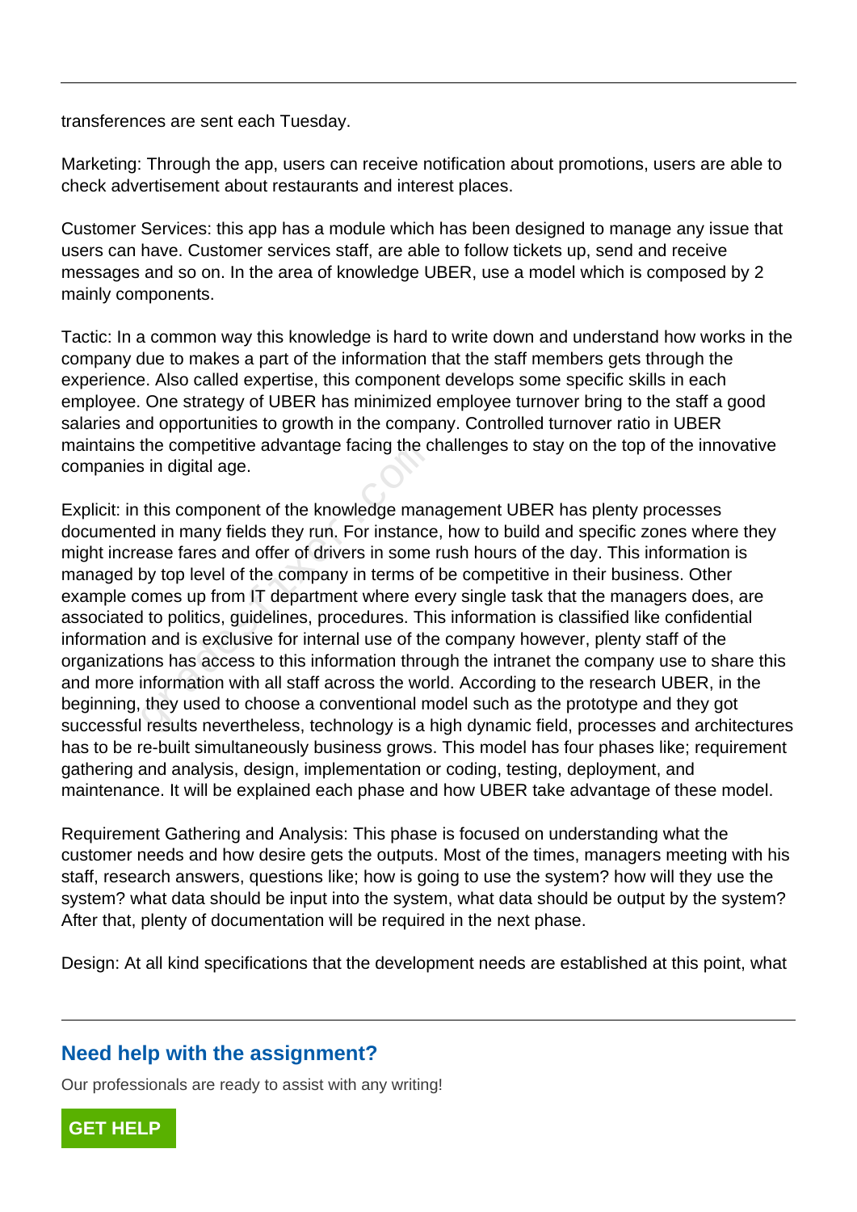transferences are sent each Tuesday.

Marketing: Through the app, users can receive notification about promotions, users are able to check advertisement about restaurants and interest places.

Customer Services: this app has a module which has been designed to manage any issue that users can have. Customer services staff, are able to follow tickets up, send and receive messages and so on. In the area of knowledge UBER, use a model which is composed by 2 mainly components.

Tactic: In a common way this knowledge is hard to write down and understand how works in the company due to makes a part of the information that the staff members gets through the experience. Also called expertise, this component develops some specific skills in each employee. One strategy of UBER has minimized employee turnover bring to the staff a good salaries and opportunities to growth in the company. Controlled turnover ratio in UBER maintains the competitive advantage facing the challenges to stay on the top of the innovative companies in digital age.

Explicit: in this component of the knowledge management UBER has plenty processes documented in many fields they run. For instance, how to build and specific zones where they might increase fares and offer of drivers in some rush hours of the day. This information is managed by top level of the company in terms of be competitive in their business. Other example comes up from IT department where every single task that the managers does, are associated to politics, guidelines, procedures. This information is classified like confidential information and is exclusive for internal use of the company however, plenty staff of the organizations has access to this information through the intranet the company use to share this and more information with all staff across the world. According to the research UBER, in the beginning, they used to choose a conventional model such as the prototype and they got successful results nevertheless, technology is a high dynamic field, processes and architectures has to be re-built simultaneously business grows. This model has four phases like; requirement gathering and analysis, design, implementation or coding, testing, deployment, and maintenance. It will be explained each phase and how UBER take advantage of these model.

Requirement Gathering and Analysis: This phase is focused on understanding what the customer needs and how desire gets the outputs. Most of the times, managers meeting with his staff, research answers, questions like; how is going to use the system? how will they use the system? what data should be input into the system, what data should be output by the system? After that, plenty of documentation will be required in the next phase.

Design: At all kind specifications that the development needs are established at this point, what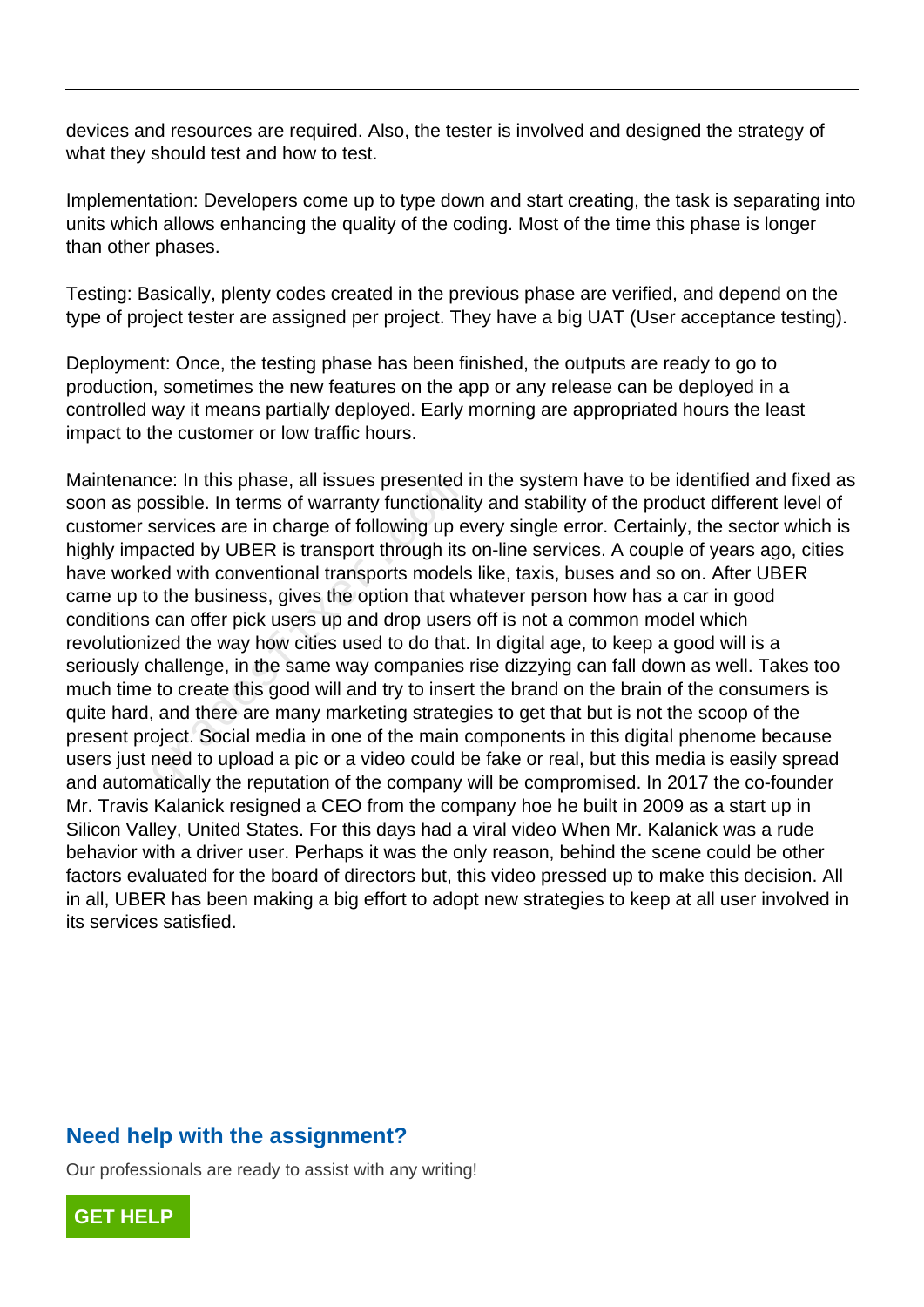devices and resources are required. Also, the tester is involved and designed the strategy of what they should test and how to test.

Implementation: Developers come up to type down and start creating, the task is separating into units which allows enhancing the quality of the coding. Most of the time this phase is longer than other phases.

Testing: Basically, plenty codes created in the previous phase are verified, and depend on the type of project tester are assigned per project. They have a big UAT (User acceptance testing).

Deployment: Once, the testing phase has been finished, the outputs are ready to go to production, sometimes the new features on the app or any release can be deployed in a controlled way it means partially deployed. Early morning are appropriated hours the least impact to the customer or low traffic hours.

Maintenance: In this phase, all issues presented in the system have to be identified and fixed as soon as possible. In terms of warranty functionality and stability of the product different level of customer services are in charge of following up every single error. Certainly, the sector which is highly impacted by UBER is transport through its on-line services. A couple of years ago, cities have worked with conventional transports models like, taxis, buses and so on. After UBER came up to the business, gives the option that whatever person how has a car in good conditions can offer pick users up and drop users off is not a common model which revolutionized the way how cities used to do that. In digital age, to keep a good will is a seriously challenge, in the same way companies rise dizzying can fall down as well. Takes too much time to create this good will and try to insert the brand on the brain of the consumers is quite hard, and there are many marketing strategies to get that but is not the scoop of the present project. Social media in one of the main components in this digital phenome because users just need to upload a pic or a video could be fake or real, but this media is easily spread and automatically the reputation of the company will be compromised. In 2017 the co-founder Mr. Travis Kalanick resigned a CEO from the company hoe he built in 2009 as a start up in Silicon Valley, United States. For this days had a viral video When Mr. Kalanick was a rude behavior with a driver user. Perhaps it was the only reason, behind the scene could be other factors evaluated for the board of directors but, this video pressed up to make this decision. All in all, UBER has been making a big effort to adopt new strategies to keep at all user involved in its services satisfied.